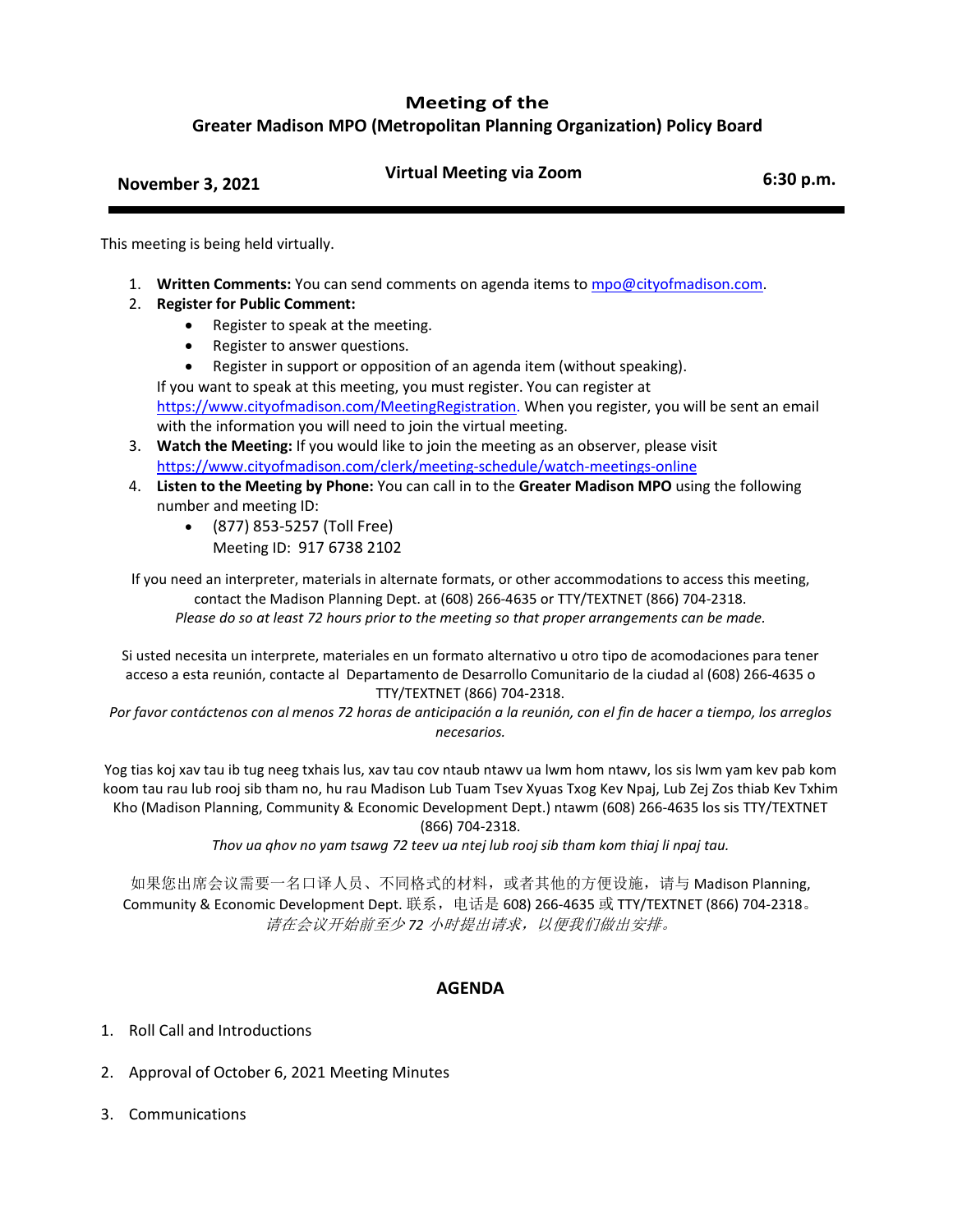# Meeting of the
## Greater Madison MPO (Metropolitan Planning Organization) Policy Board

**November 3, 2021** | **Virtual Meeting via Zoom** | **6:30 p.m.**

---

This meeting is being held virtually.

1. **Written Comments:** You can send comments on agenda items to mpo@cityofmadison.com.
2. **Register for Public Comment:**
   - Register to speak at the meeting.
   - Register to answer questions.
   - Register in support or opposition of an agenda item (without speaking).

   If you want to speak at this meeting, you must register. You can register at https://www.cityofmadison.com/MeetingRegistration. When you register, you will be sent an email with the information you will need to join the virtual meeting.
3. **Watch the Meeting:** If you would like to join the meeting as an observer, please visit https://www.cityofmadison.com/clerk/meeting-schedule/watch-meetings-online
4. **Listen to the Meeting by Phone:** You can call in to the **Greater Madison MPO** using the following number and meeting ID:
   - (877) 853-5257 (Toll Free)
     Meeting ID: 917 6738 2102

If you need an interpreter, materials in alternate formats, or other accommodations to access this meeting, contact the Madison Planning Dept. at (608) 266-4635 or TTY/TEXTNET (866) 704-2318.
*Please do so at least 72 hours prior to the meeting so that proper arrangements can be made.*

Si usted necesita un interprete, materiales en un formato alternativo u otro tipo de acomodaciones para tener acceso a esta reunión, contacte al Departamento de Desarrollo Comunitario de la ciudad al (608) 266-4635 o TTY/TEXTNET (866) 704-2318.
*Por favor contáctenos con al menos 72 horas de anticipación a la reunión, con el fin de hacer a tiempo, los arreglos necesarios.*

Yog tias koj xav tau ib tug neeg txhais lus, xav tau cov ntaub ntawv ua lwm hom ntawv, los sis lwm yam kev pab kom koom tau rau lub rooj sib tham no, hu rau Madison Lub Tuam Tsev Xyuas Txog Kev Npaj, Lub Zej Zos thiab Kev Txhim Kho (Madison Planning, Community & Economic Development Dept.) ntawm (608) 266-4635 los sis TTY/TEXTNET (866) 704-2318.
*Thov ua qhov no yam tsawg 72 teev ua ntej lub rooj sib tham kom thiaj li npaj tau.*

如果您出席会议需要一名口译人员、不同格式的材料，或者其他的方便设施，请与 Madison Planning, Community & Economic Development Dept. 联系，电话是 608) 266-4635 或 TTY/TEXTNET (866) 704-2318。
*请在会议开始前至少 72 小时提出请求，以便我们做出安排。*

## AGENDA

1. Roll Call and Introductions
2. Approval of October 6, 2021 Meeting Minutes
3. Communications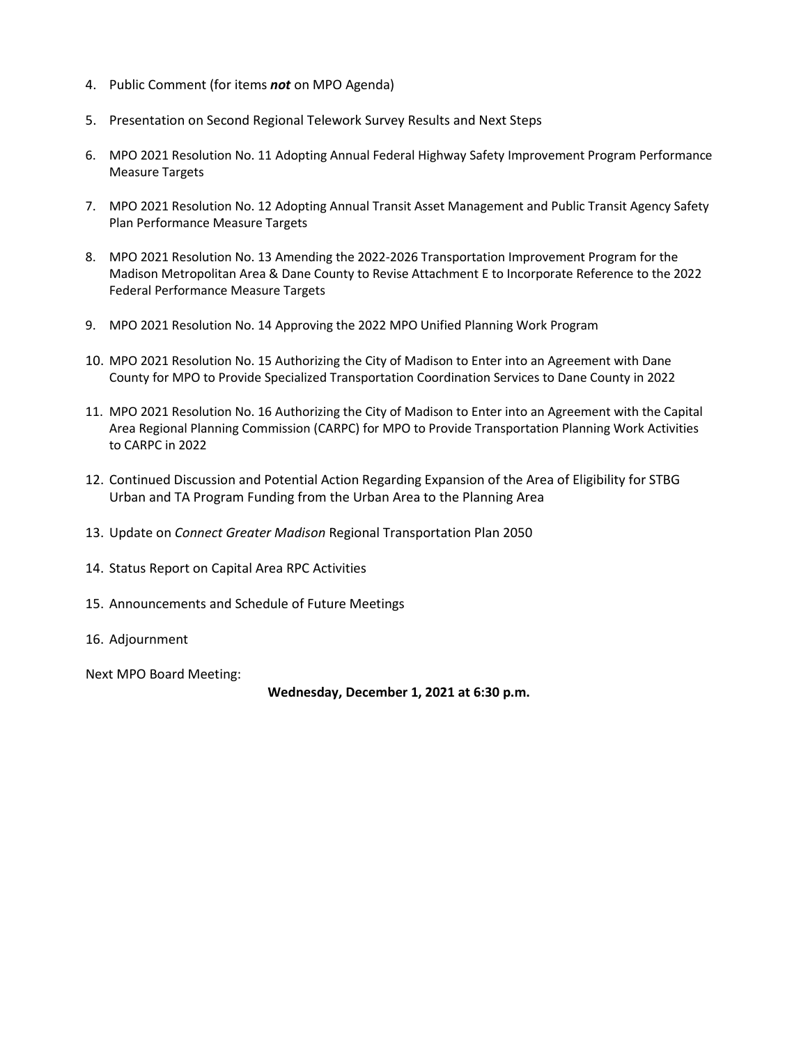4. Public Comment (for items ***not*** on MPO Agenda)

5. Presentation on Second Regional Telework Survey Results and Next Steps

6. MPO 2021 Resolution No. 11 Adopting Annual Federal Highway Safety Improvement Program Performance Measure Targets

7. MPO 2021 Resolution No. 12 Adopting Annual Transit Asset Management and Public Transit Agency Safety Plan Performance Measure Targets

8. MPO 2021 Resolution No. 13 Amending the 2022-2026 Transportation Improvement Program for the Madison Metropolitan Area & Dane County to Revise Attachment E to Incorporate Reference to the 2022 Federal Performance Measure Targets

9. MPO 2021 Resolution No. 14 Approving the 2022 MPO Unified Planning Work Program

10. MPO 2021 Resolution No. 15 Authorizing the City of Madison to Enter into an Agreement with Dane County for MPO to Provide Specialized Transportation Coordination Services to Dane County in 2022

11. MPO 2021 Resolution No. 16 Authorizing the City of Madison to Enter into an Agreement with the Capital Area Regional Planning Commission (CARPC) for MPO to Provide Transportation Planning Work Activities to CARPC in 2022

12. Continued Discussion and Potential Action Regarding Expansion of the Area of Eligibility for STBG Urban and TA Program Funding from the Urban Area to the Planning Area

13. Update on *Connect Greater Madison* Regional Transportation Plan 2050

14. Status Report on Capital Area RPC Activities

15. Announcements and Schedule of Future Meetings

16. Adjournment

Next MPO Board Meeting:

**Wednesday, December 1, 2021 at 6:30 p.m.**